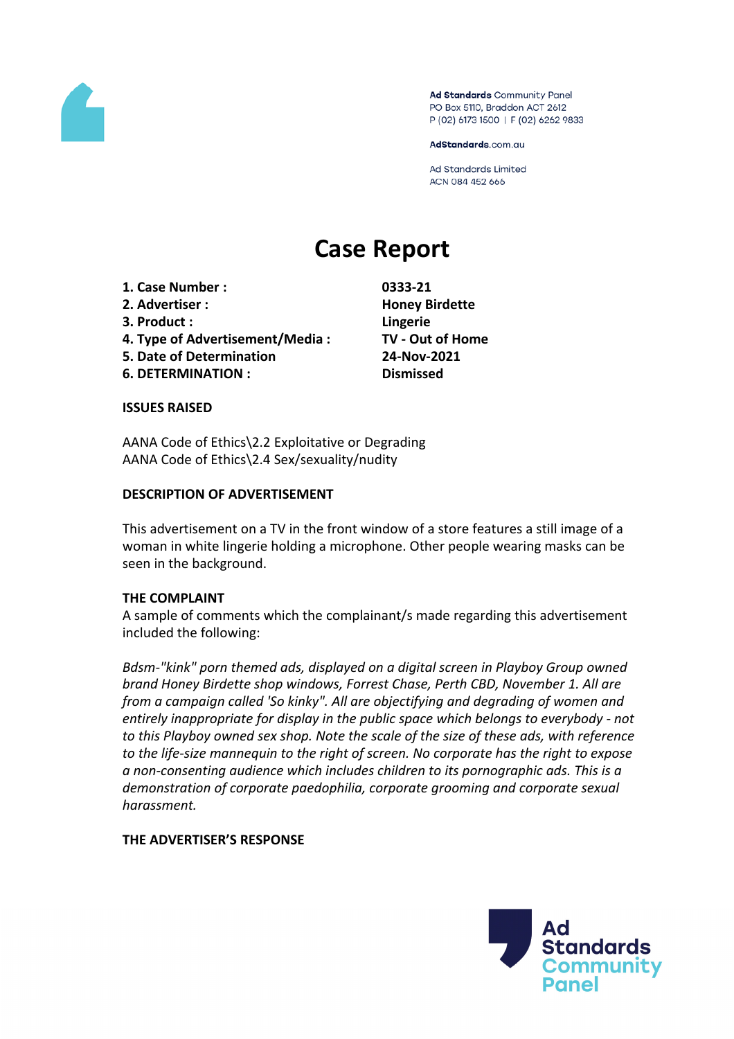Ad Standards Community Panel
PO Box 5110, Braddon ACT 2612
P (02) 6173 1500 | F (02) 6262 9833

AdStandards.com.au

Ad Standards Limited
ACN 084 452 666

# Case Report

| | |
|---|---|
| **1. Case Number :** | **0333-21** |
| **2. Advertiser :** | **Honey Birdette** |
| **3. Product :** | **Lingerie** |
| **4. Type of Advertisement/Media :** | **TV - Out of Home** |
| **5. Date of Determination** | **24-Nov-2021** |
| **6. DETERMINATION :** | **Dismissed** |

**ISSUES RAISED**

AANA Code of Ethics\2.2 Exploitative or Degrading
AANA Code of Ethics\2.4 Sex/sexuality/nudity

**DESCRIPTION OF ADVERTISEMENT**

This advertisement on a TV in the front window of a store features a still image of a woman in white lingerie holding a microphone. Other people wearing masks can be seen in the background.

**THE COMPLAINT**

A sample of comments which the complainant/s made regarding this advertisement included the following:

*Bdsm-"kink" porn themed ads, displayed on a digital screen in Playboy Group owned brand Honey Birdette shop windows, Forrest Chase, Perth CBD, November 1. All are from a campaign called 'So kinky". All are objectifying and degrading of women and entirely inappropriate for display in the public space which belongs to everybody - not to this Playboy owned sex shop. Note the scale of the size of these ads, with reference to the life-size mannequin to the right of screen. No corporate has the right to expose a non-consenting audience which includes children to its pornographic ads. This is a demonstration of corporate paedophilia, corporate grooming and corporate sexual harassment.*

**THE ADVERTISER'S RESPONSE**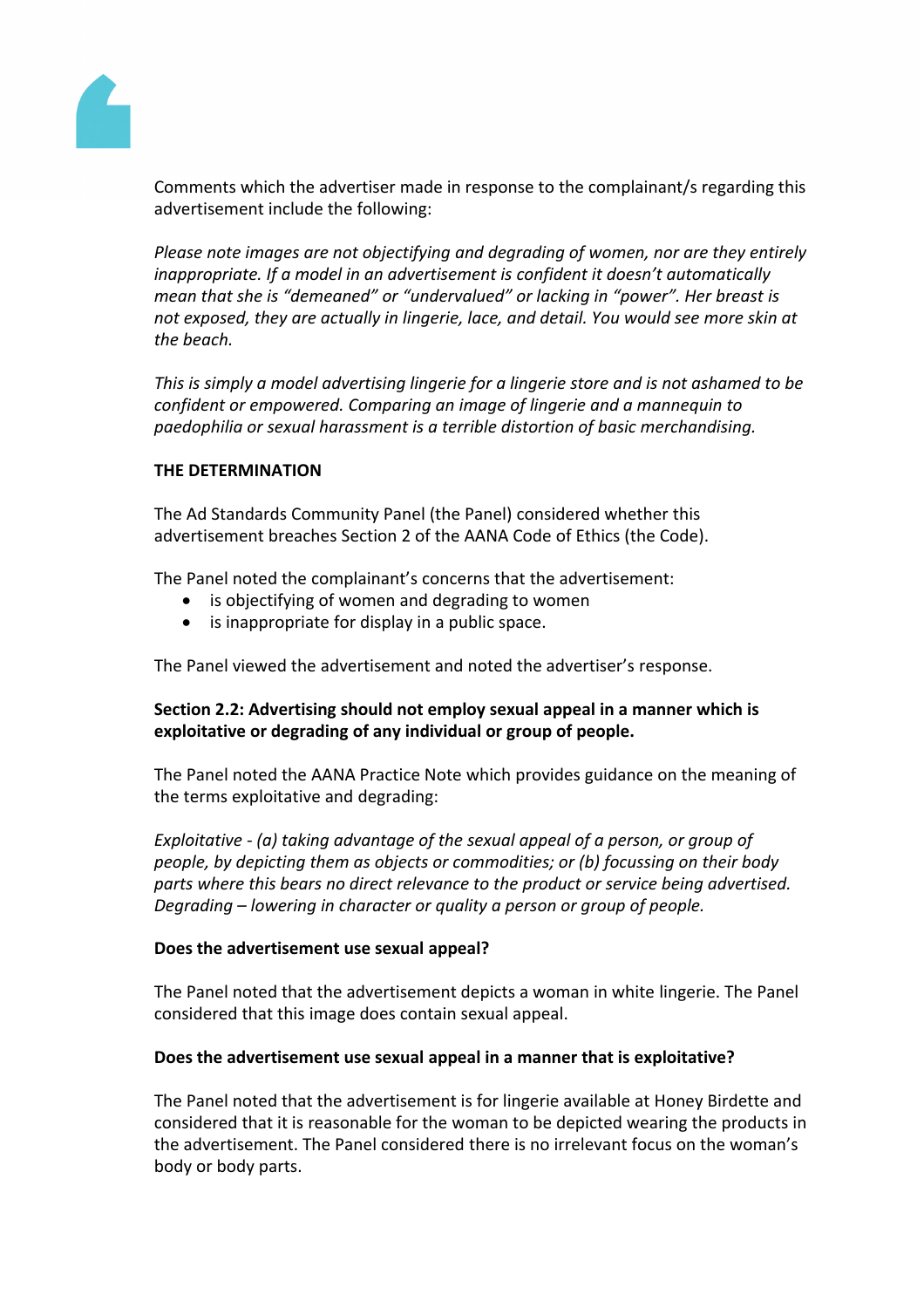Comments which the advertiser made in response to the complainant/s regarding this advertisement include the following:

*Please note images are not objectifying and degrading of women, nor are they entirely inappropriate. If a model in an advertisement is confident it doesn't automatically mean that she is "demeaned" or "undervalued" or lacking in "power". Her breast is not exposed, they are actually in lingerie, lace, and detail. You would see more skin at the beach.*

*This is simply a model advertising lingerie for a lingerie store and is not ashamed to be confident or empowered. Comparing an image of lingerie and a mannequin to paedophilia or sexual harassment is a terrible distortion of basic merchandising.*

**THE DETERMINATION**

The Ad Standards Community Panel (the Panel) considered whether this advertisement breaches Section 2 of the AANA Code of Ethics (the Code).

The Panel noted the complainant's concerns that the advertisement:

- is objectifying of women and degrading to women
- is inappropriate for display in a public space.

The Panel viewed the advertisement and noted the advertiser's response.

**Section 2.2: Advertising should not employ sexual appeal in a manner which is exploitative or degrading of any individual or group of people.**

The Panel noted the AANA Practice Note which provides guidance on the meaning of the terms exploitative and degrading:

*Exploitative - (a) taking advantage of the sexual appeal of a person, or group of people, by depicting them as objects or commodities; or (b) focussing on their body parts where this bears no direct relevance to the product or service being advertised.*
*Degrading – lowering in character or quality a person or group of people.*

**Does the advertisement use sexual appeal?**

The Panel noted that the advertisement depicts a woman in white lingerie. The Panel considered that this image does contain sexual appeal.

**Does the advertisement use sexual appeal in a manner that is exploitative?**

The Panel noted that the advertisement is for lingerie available at Honey Birdette and considered that it is reasonable for the woman to be depicted wearing the products in the advertisement. The Panel considered there is no irrelevant focus on the woman's body or body parts.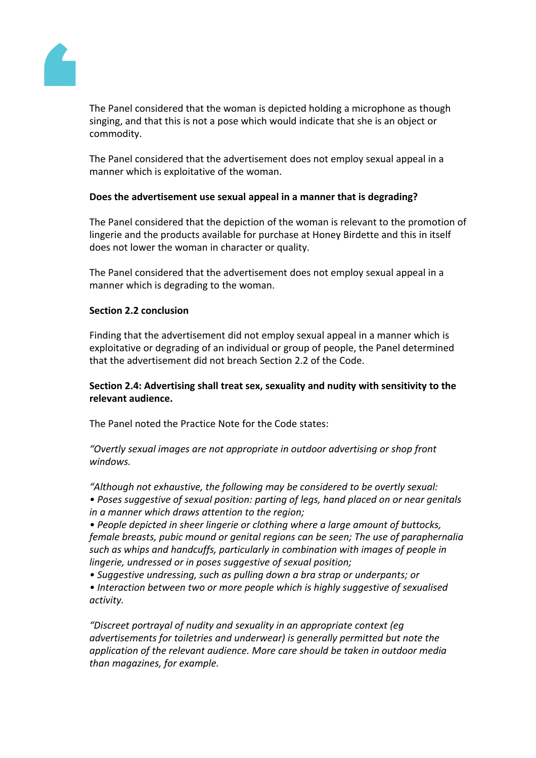The Panel considered that the woman is depicted holding a microphone as though singing, and that this is not a pose which would indicate that she is an object or commodity.

The Panel considered that the advertisement does not employ sexual appeal in a manner which is exploitative of the woman.

**Does the advertisement use sexual appeal in a manner that is degrading?**

The Panel considered that the depiction of the woman is relevant to the promotion of lingerie and the products available for purchase at Honey Birdette and this in itself does not lower the woman in character or quality.

The Panel considered that the advertisement does not employ sexual appeal in a manner which is degrading to the woman.

**Section 2.2 conclusion**

Finding that the advertisement did not employ sexual appeal in a manner which is exploitative or degrading of an individual or group of people, the Panel determined that the advertisement did not breach Section 2.2 of the Code.

**Section 2.4: Advertising shall treat sex, sexuality and nudity with sensitivity to the relevant audience.**

The Panel noted the Practice Note for the Code states:

*"Overtly sexual images are not appropriate in outdoor advertising or shop front windows.*

*"Although not exhaustive, the following may be considered to be overtly sexual:*
*• Poses suggestive of sexual position: parting of legs, hand placed on or near genitals in a manner which draws attention to the region;*
*• People depicted in sheer lingerie or clothing where a large amount of buttocks, female breasts, pubic mound or genital regions can be seen; The use of paraphernalia such as whips and handcuffs, particularly in combination with images of people in lingerie, undressed or in poses suggestive of sexual position;*
*• Suggestive undressing, such as pulling down a bra strap or underpants; or*
*• Interaction between two or more people which is highly suggestive of sexualised activity.*

*"Discreet portrayal of nudity and sexuality in an appropriate context (eg advertisements for toiletries and underwear) is generally permitted but note the application of the relevant audience. More care should be taken in outdoor media than magazines, for example.*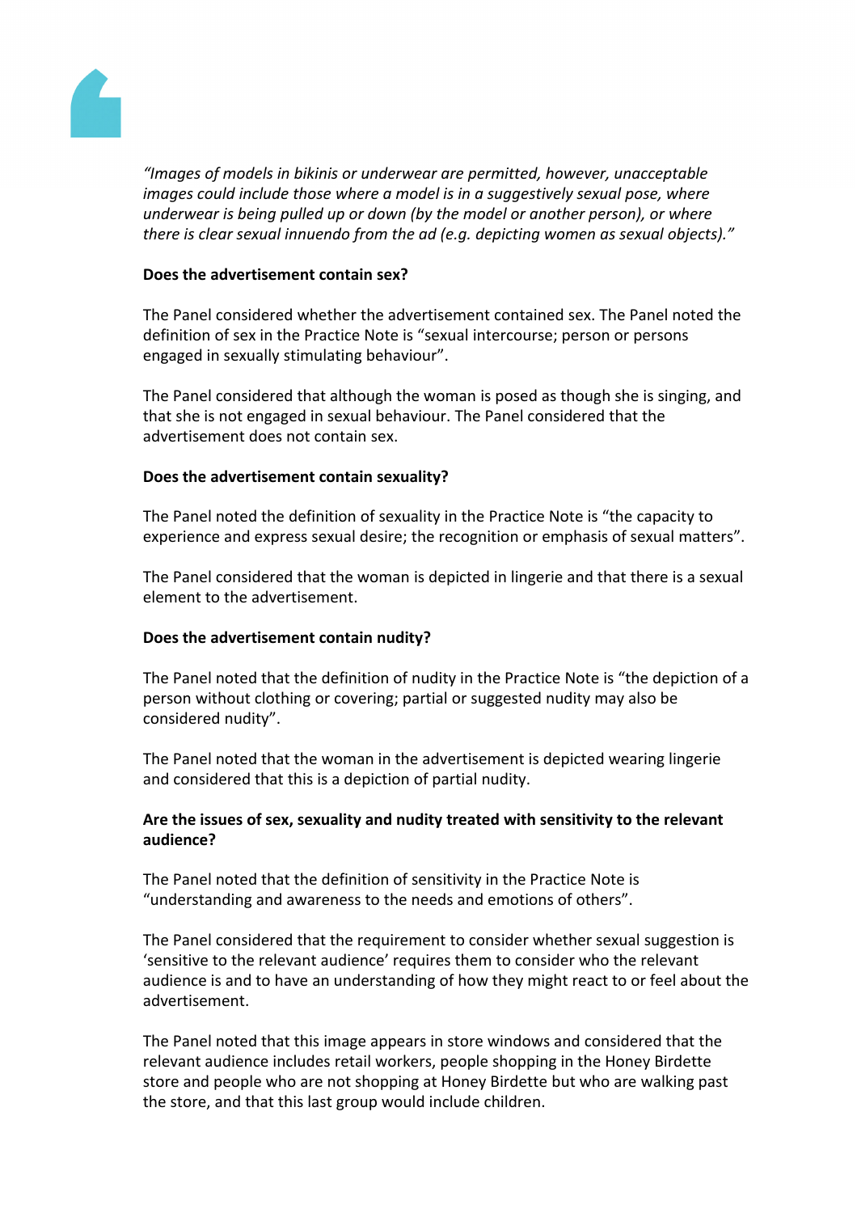*"Images of models in bikinis or underwear are permitted, however, unacceptable images could include those where a model is in a suggestively sexual pose, where underwear is being pulled up or down (by the model or another person), or where there is clear sexual innuendo from the ad (e.g. depicting women as sexual objects)."*

**Does the advertisement contain sex?**

The Panel considered whether the advertisement contained sex. The Panel noted the definition of sex in the Practice Note is "sexual intercourse; person or persons engaged in sexually stimulating behaviour".

The Panel considered that although the woman is posed as though she is singing, and that she is not engaged in sexual behaviour. The Panel considered that the advertisement does not contain sex.

**Does the advertisement contain sexuality?**

The Panel noted the definition of sexuality in the Practice Note is "the capacity to experience and express sexual desire; the recognition or emphasis of sexual matters".

The Panel considered that the woman is depicted in lingerie and that there is a sexual element to the advertisement.

**Does the advertisement contain nudity?**

The Panel noted that the definition of nudity in the Practice Note is "the depiction of a person without clothing or covering; partial or suggested nudity may also be considered nudity".

The Panel noted that the woman in the advertisement is depicted wearing lingerie and considered that this is a depiction of partial nudity.

**Are the issues of sex, sexuality and nudity treated with sensitivity to the relevant audience?**

The Panel noted that the definition of sensitivity in the Practice Note is "understanding and awareness to the needs and emotions of others".

The Panel considered that the requirement to consider whether sexual suggestion is 'sensitive to the relevant audience' requires them to consider who the relevant audience is and to have an understanding of how they might react to or feel about the advertisement.

The Panel noted that this image appears in store windows and considered that the relevant audience includes retail workers, people shopping in the Honey Birdette store and people who are not shopping at Honey Birdette but who are walking past the store, and that this last group would include children.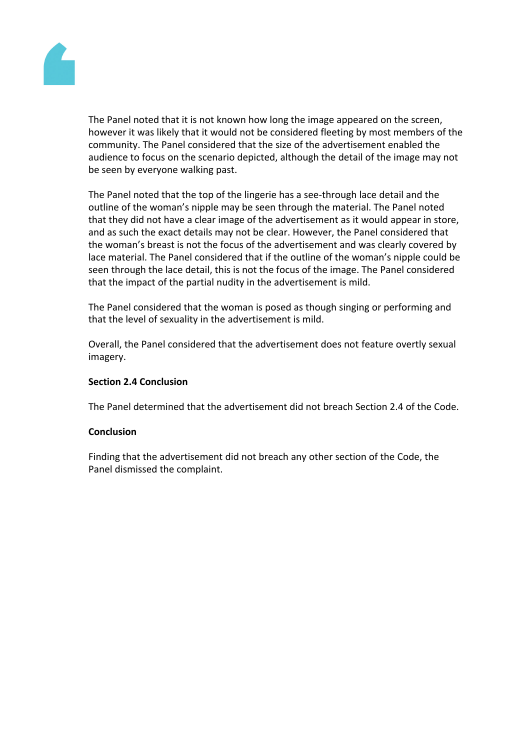The Panel noted that it is not known how long the image appeared on the screen, however it was likely that it would not be considered fleeting by most members of the community. The Panel considered that the size of the advertisement enabled the audience to focus on the scenario depicted, although the detail of the image may not be seen by everyone walking past.

The Panel noted that the top of the lingerie has a see-through lace detail and the outline of the woman's nipple may be seen through the material. The Panel noted that they did not have a clear image of the advertisement as it would appear in store, and as such the exact details may not be clear. However, the Panel considered that the woman's breast is not the focus of the advertisement and was clearly covered by lace material. The Panel considered that if the outline of the woman's nipple could be seen through the lace detail, this is not the focus of the image. The Panel considered that the impact of the partial nudity in the advertisement is mild.

The Panel considered that the woman is posed as though singing or performing and that the level of sexuality in the advertisement is mild.

Overall, the Panel considered that the advertisement does not feature overtly sexual imagery.

**Section 2.4 Conclusion**

The Panel determined that the advertisement did not breach Section 2.4 of the Code.

**Conclusion**

Finding that the advertisement did not breach any other section of the Code, the Panel dismissed the complaint.